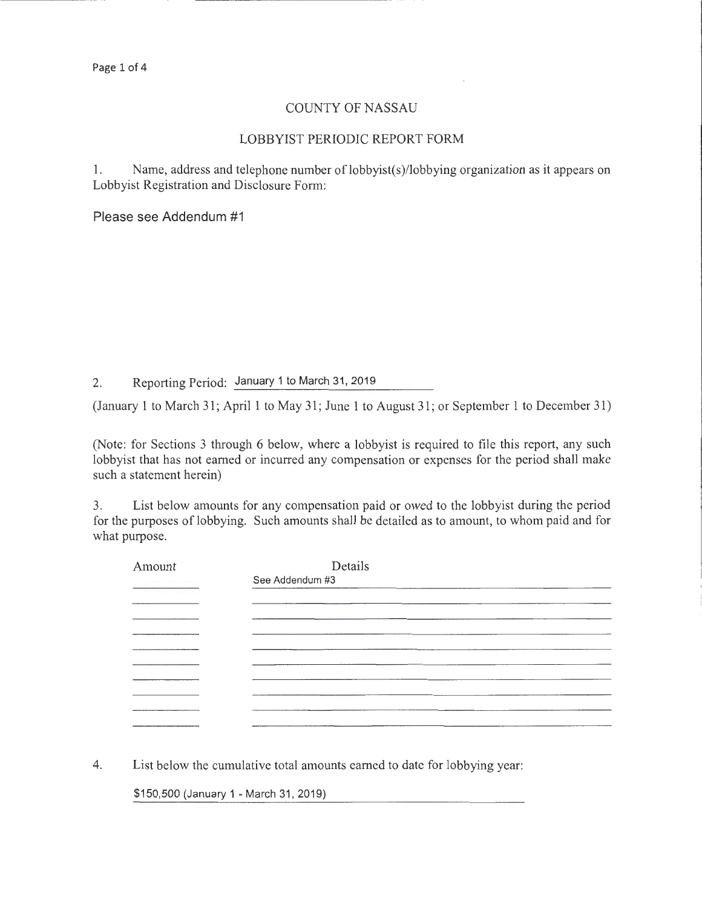# COUNTY OF NASSAU

## LOBBYIST PERIODIC REPORT FORM

1. Name, address and telephone number of lobbyist(s)/lobbying organization as it appears on Lobbyist Registration and Disclosure Form:

Please see Addendum #1

2. Reporting Period: January 1 to March 31, 2019

(January 1 to March 31; April 1 to May 31; June 1 to August 31; or September 1 to December 31)

(Note: for Sections 3 through 6 below, where a lobbyist is required to file this report, any such lobbyist that has not earned or incurred any compensation or expenses for the period shall make such a statement herein)

3. List below amounts for any compensation paid or owed to the lobbyist during the period for the purposes of lobbying. Such amounts shall be detailed as to amount, to whom paid and for what purpose.

| Amount | Details |
|---|---|
| | See Addendum #3 |

4. List below the cumulative total amounts earned to date for lobbying year:

$150,500 (January 1 - March 31, 2019)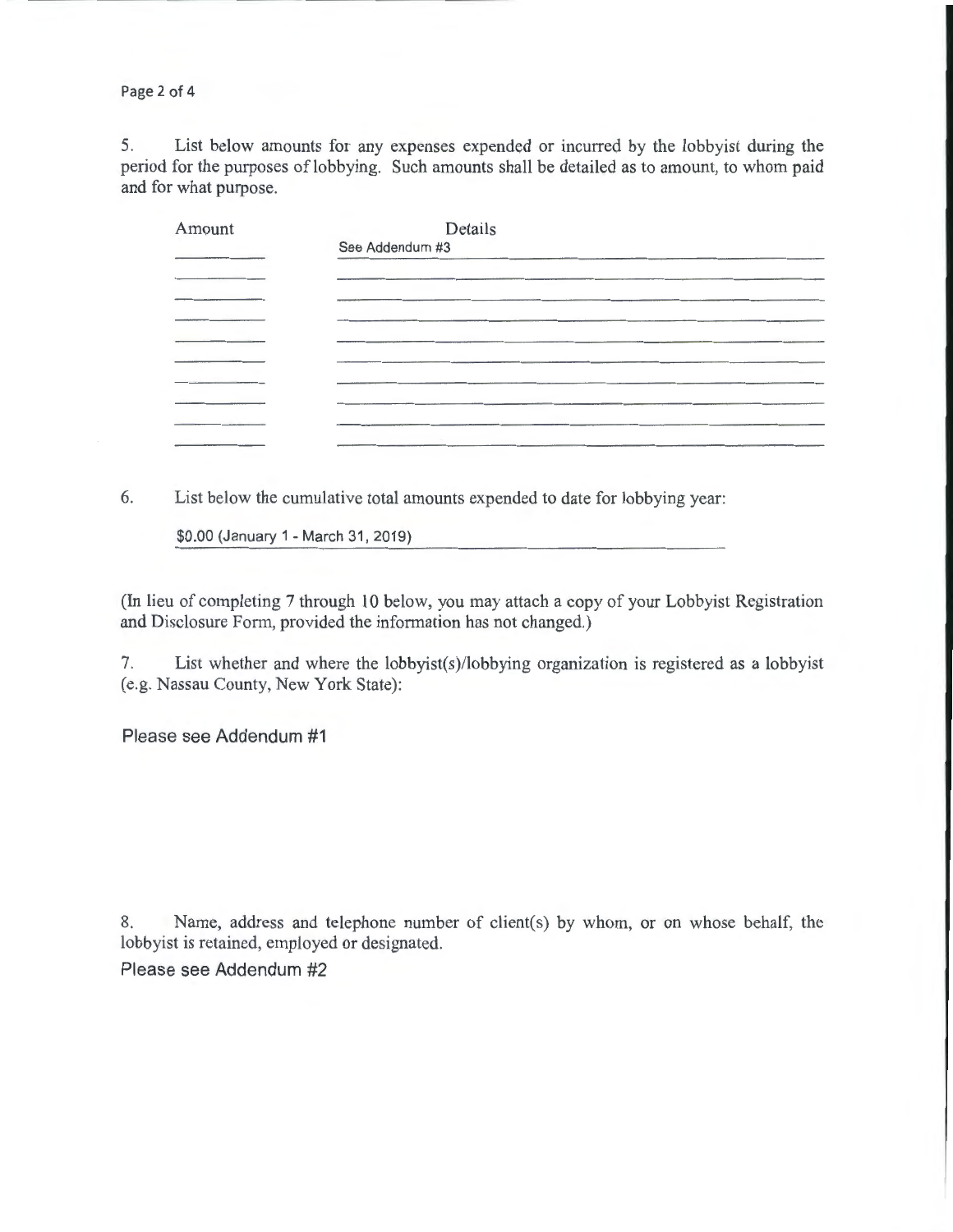5. List below amounts for any expenses expended or incurred by the lobbyist during the period for the purposes of lobbying. Such amounts shall be detailed as to amount, to whom paid and for what purpose.

| Amount | Details |
|---|---|
| | See Addendum #3 |

6. List below the cumulative total amounts expended to date for lobbying year:

$0.00 (January 1 - March 31, 2019)

(In lieu of completing 7 through 10 below, you may attach a copy of your Lobbyist Registration and Disclosure Form, provided the information has not changed.)

7. List whether and where the lobbyist(s)/lobbying organization is registered as a lobbyist (e.g. Nassau County, New York State):

Please see Addendum #1

8. Name, address and telephone number of client(s) by whom, or on whose behalf, the lobbyist is retained, employed or designated.

Please see Addendum #2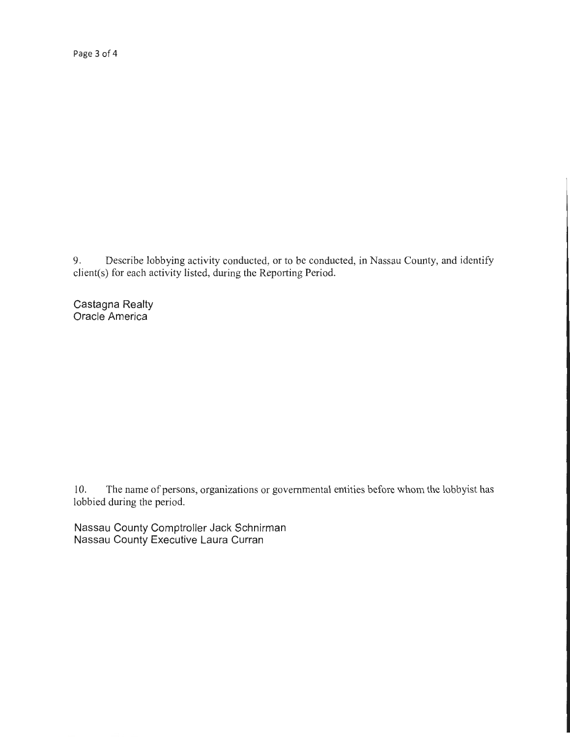9. Describe lobbying activity conducted, or to be conducted, in Nassau County, and identify client(s) for each activity listed, during the Reporting Period.

Castagna Realty
Oracle America

10. The name of persons, organizations or governmental entities before whom the lobbyist has lobbied during the period.

Nassau County Comptroller Jack Schnirman
Nassau County Executive Laura Curran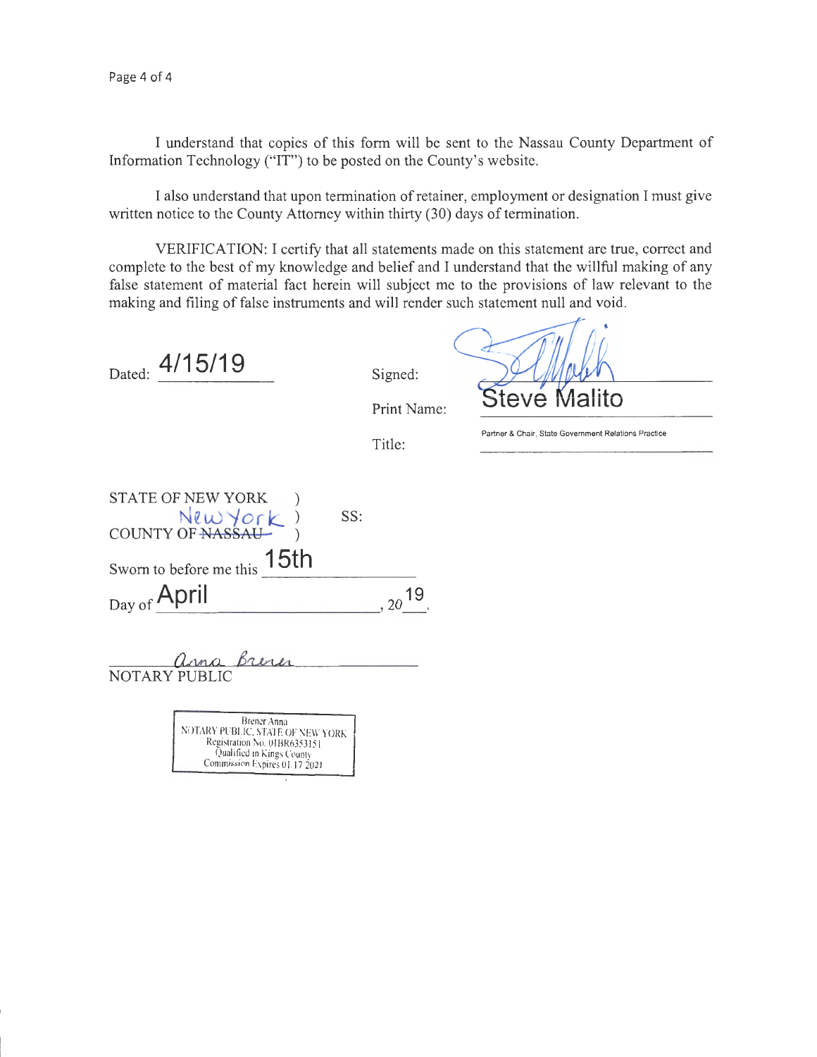I understand that copies of this form will be sent to the Nassau County Department of Information Technology ("IT") to be posted on the County's website.

I also understand that upon termination of retainer, employment or designation I must give written notice to the County Attorney within thirty (30) days of termination.

VERIFICATION: I certify that all statements made on this statement are true, correct and complete to the best of my knowledge and belief and I understand that the willful making of any false statement of material fact herein will subject me to the provisions of law relevant to the making and filing of false instruments and will render such statement null and void.

Dated: 4/15/19

Signed: [signature]

Print Name: Steve Malito

Title: Partner & Chair, State Government Relations Practice

STATE OF NEW YORK )
COUNTY OF ~~NASSAU~~ New York ) SS:

Sworn to before me this 15th

Day of April, 2019.

Anna Brener
NOTARY PUBLIC

Brener Anna
NOTARY PUBLIC, STATE OF NEW YORK
Registration No. 01BR6353151
Qualified in Kings County
Commission Expires 01.17.2021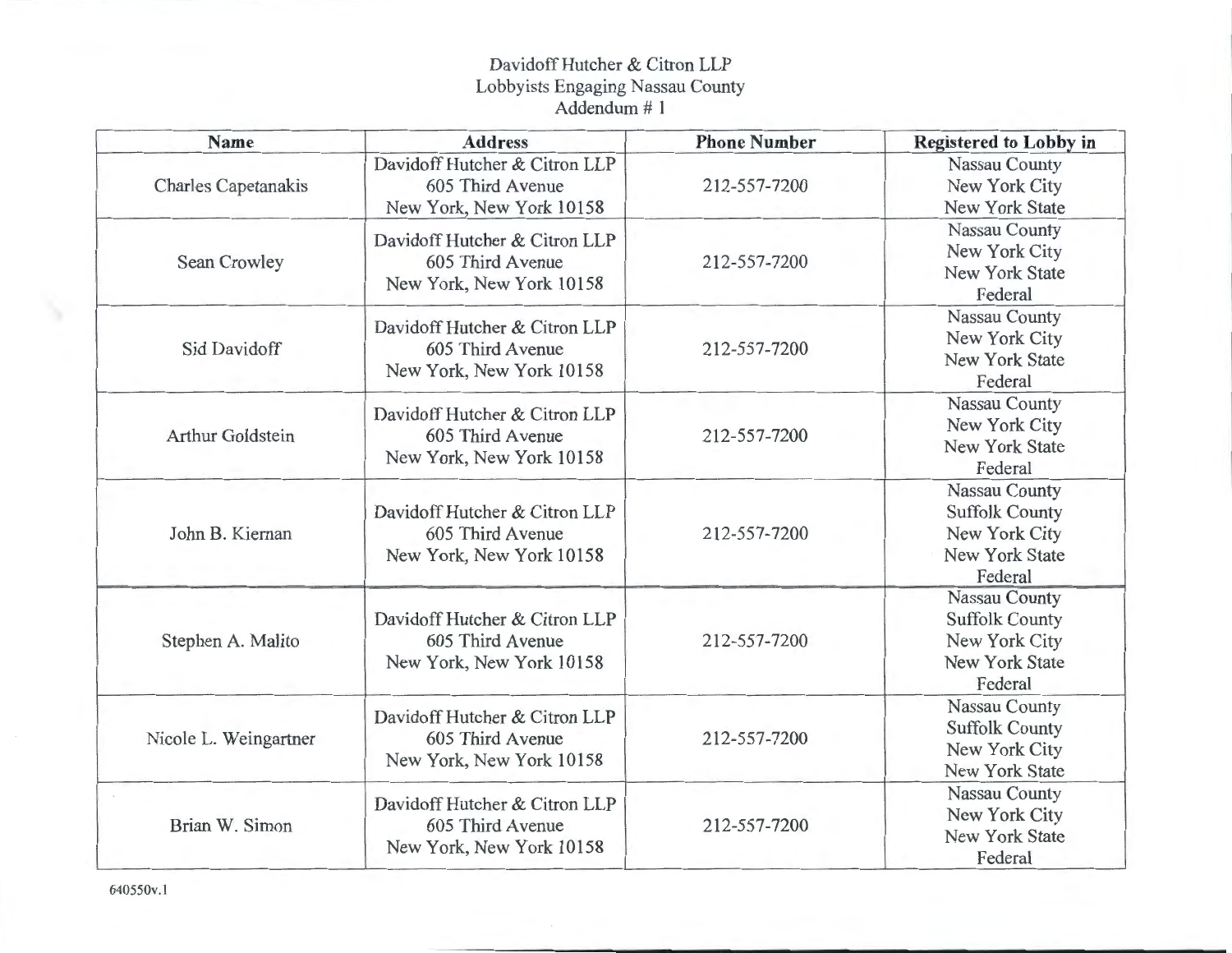Davidoff Hutcher & Citron LLP
Lobbyists Engaging Nassau County
Addendum # 1

| Name | Address | Phone Number | Registered to Lobby in |
|---|---|---|---|
| Charles Capetanakis | Davidoff Hutcher & Citron LLP<br>605 Third Avenue<br>New York, New York 10158 | 212-557-7200 | Nassau County<br>New York City<br>New York State |
| Sean Crowley | Davidoff Hutcher & Citron LLP<br>605 Third Avenue<br>New York, New York 10158 | 212-557-7200 | Nassau County<br>New York City<br>New York State<br>Federal |
| Sid Davidoff | Davidoff Hutcher & Citron LLP<br>605 Third Avenue<br>New York, New York 10158 | 212-557-7200 | Nassau County<br>New York City<br>New York State<br>Federal |
| Arthur Goldstein | Davidoff Hutcher & Citron LLP<br>605 Third Avenue<br>New York, New York 10158 | 212-557-7200 | Nassau County<br>New York City<br>New York State<br>Federal |
| John B. Kiernan | Davidoff Hutcher & Citron LLP<br>605 Third Avenue<br>New York, New York 10158 | 212-557-7200 | Nassau County<br>Suffolk County<br>New York City<br>New York State<br>Federal |
| Stephen A. Malito | Davidoff Hutcher & Citron LLP<br>605 Third Avenue<br>New York, New York 10158 | 212-557-7200 | Nassau County<br>Suffolk County<br>New York City<br>New York State<br>Federal |
| Nicole L. Weingartner | Davidoff Hutcher & Citron LLP<br>605 Third Avenue<br>New York, New York 10158 | 212-557-7200 | Nassau County<br>Suffolk County<br>New York City<br>New York State |
| Brian W. Simon | Davidoff Hutcher & Citron LLP<br>605 Third Avenue<br>New York, New York 10158 | 212-557-7200 | Nassau County<br>New York City<br>New York State<br>Federal |

640550v.1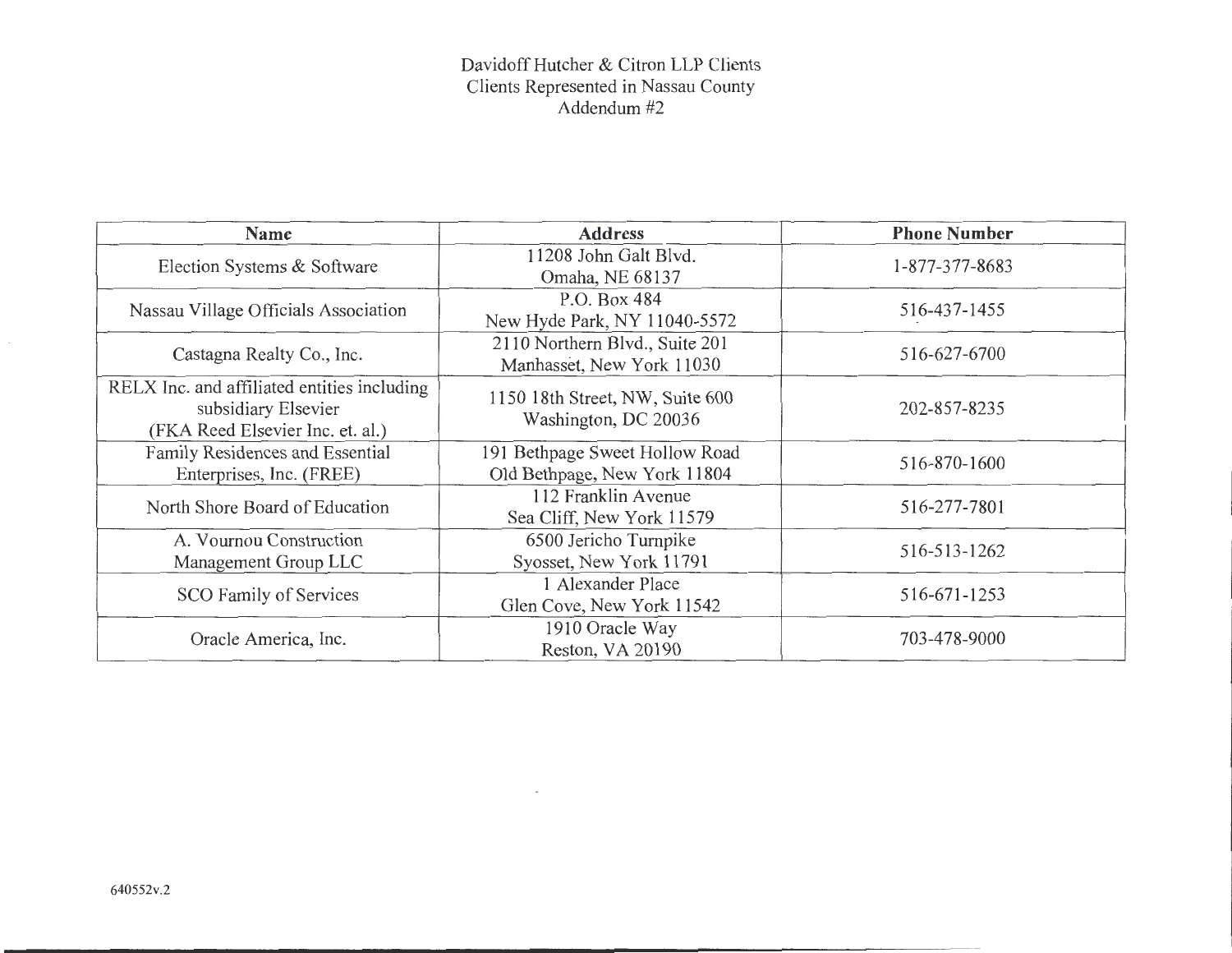# Davidoff Hutcher & Citron LLP Clients
## Clients Represented in Nassau County
## Addendum #2

| Name | Address | Phone Number |
|---|---|---|
| Election Systems & Software | 11208 John Galt Blvd. Omaha, NE 68137 | 1-877-377-8683 |
| Nassau Village Officials Association | P.O. Box 484 New Hyde Park, NY 11040-5572 | 516-437-1455 |
| Castagna Realty Co., Inc. | 2110 Northern Blvd., Suite 201 Manhasset, New York 11030 | 516-627-6700 |
| RELX Inc. and affiliated entities including subsidiary Elsevier (FKA Reed Elsevier Inc. et. al.) | 1150 18th Street, NW, Suite 600 Washington, DC 20036 | 202-857-8235 |
| Family Residences and Essential Enterprises, Inc. (FREE) | 191 Bethpage Sweet Hollow Road Old Bethpage, New York 11804 | 516-870-1600 |
| North Shore Board of Education | 112 Franklin Avenue Sea Cliff, New York 11579 | 516-277-7801 |
| A. Vournou Construction Management Group LLC | 6500 Jericho Turnpike Syosset, New York 11791 | 516-513-1262 |
| SCO Family of Services | 1 Alexander Place Glen Cove, New York 11542 | 516-671-1253 |
| Oracle America, Inc. | 1910 Oracle Way Reston, VA 20190 | 703-478-9000 |

640552v.2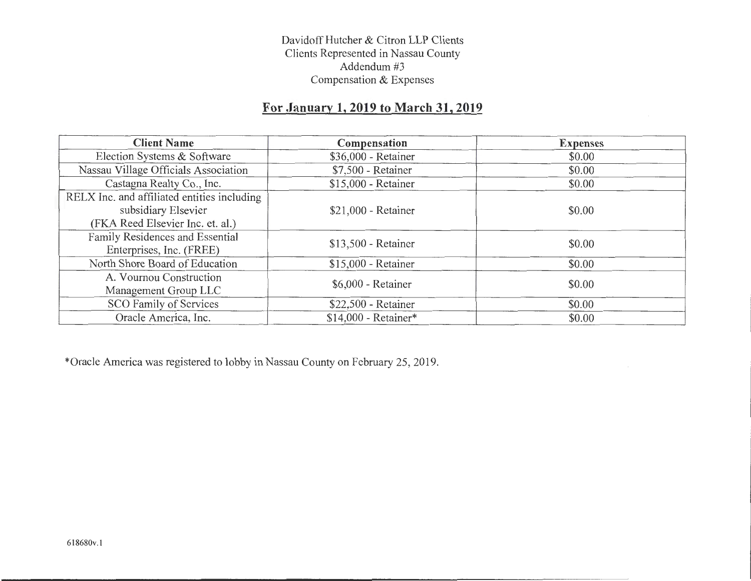Davidoff Hutcher & Citron LLP Clients
Clients Represented in Nassau County
Addendum #3
Compensation & Expenses

## For January 1, 2019 to March 31, 2019

| Client Name | Compensation | Expenses |
|---|---|---|
| Election Systems & Software | $36,000 - Retainer | $0.00 |
| Nassau Village Officials Association | $7,500 - Retainer | $0.00 |
| Castagna Realty Co., Inc. | $15,000 - Retainer | $0.00 |
| RELX Inc. and affiliated entities including subsidiary Elsevier (FKA Reed Elsevier Inc. et. al.) | $21,000 - Retainer | $0.00 |
| Family Residences and Essential Enterprises, Inc. (FREE) | $13,500 - Retainer | $0.00 |
| North Shore Board of Education | $15,000 - Retainer | $0.00 |
| A. Vournou Construction Management Group LLC | $6,000 - Retainer | $0.00 |
| SCO Family of Services | $22,500 - Retainer | $0.00 |
| Oracle America, Inc. | $14,000 - Retainer* | $0.00 |

*Oracle America was registered to lobby in Nassau County on February 25, 2019.

618680v.1